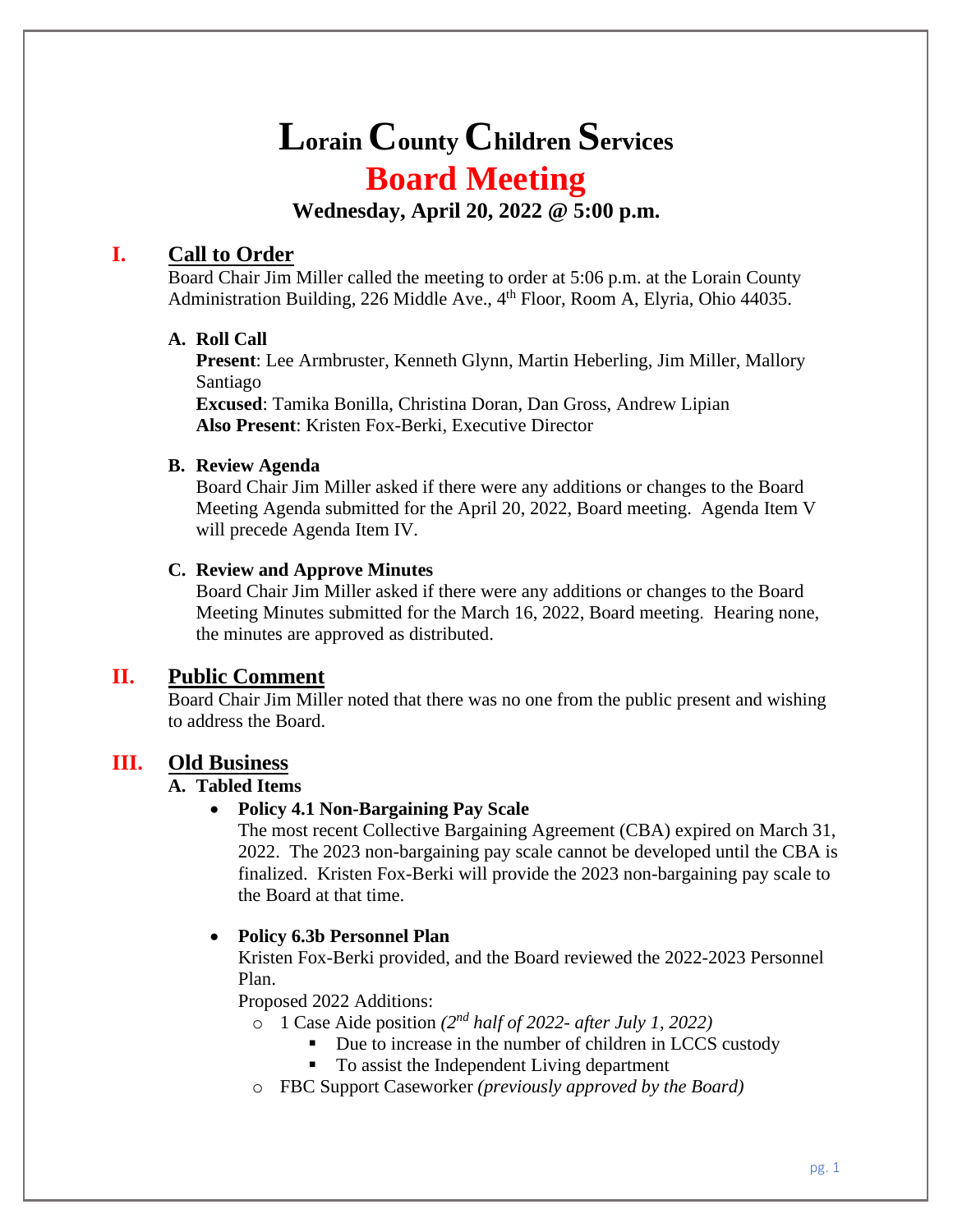# Lorain County Children Services

# Board Meeting

**Wednesday, April 20, 2022 @ 5:00 p.m.**

## I. Call to Order

Board Chair Jim Miller called the meeting to order at 5:06 p.m. at the Lorain County Administration Building, 226 Middle Ave., 4th Floor, Room A, Elyria, Ohio 44035.

### A. Roll Call

**Present**: Lee Armbruster, Kenneth Glynn, Martin Heberling, Jim Miller, Mallory Santiago
**Excused**: Tamika Bonilla, Christina Doran, Dan Gross, Andrew Lipian
**Also Present**: Kristen Fox-Berki, Executive Director

### B. Review Agenda

Board Chair Jim Miller asked if there were any additions or changes to the Board Meeting Agenda submitted for the April 20, 2022, Board meeting. Agenda Item V will precede Agenda Item IV.

### C. Review and Approve Minutes

Board Chair Jim Miller asked if there were any additions or changes to the Board Meeting Minutes submitted for the March 16, 2022, Board meeting. Hearing none, the minutes are approved as distributed.

## II. Public Comment

Board Chair Jim Miller noted that there was no one from the public present and wishing to address the Board.

## III. Old Business

### A. Tabled Items

- **Policy 4.1 Non-Bargaining Pay Scale**
  The most recent Collective Bargaining Agreement (CBA) expired on March 31, 2022. The 2023 non-bargaining pay scale cannot be developed until the CBA is finalized. Kristen Fox-Berki will provide the 2023 non-bargaining pay scale to the Board at that time.

- **Policy 6.3b Personnel Plan**
  Kristen Fox-Berki provided, and the Board reviewed the 2022-2023 Personnel Plan.
  Proposed 2022 Additions:
  - 1 Case Aide position *(2nd half of 2022- after July 1, 2022)*
    - Due to increase in the number of children in LCCS custody
    - To assist the Independent Living department
  - FBC Support Caseworker *(previously approved by the Board)*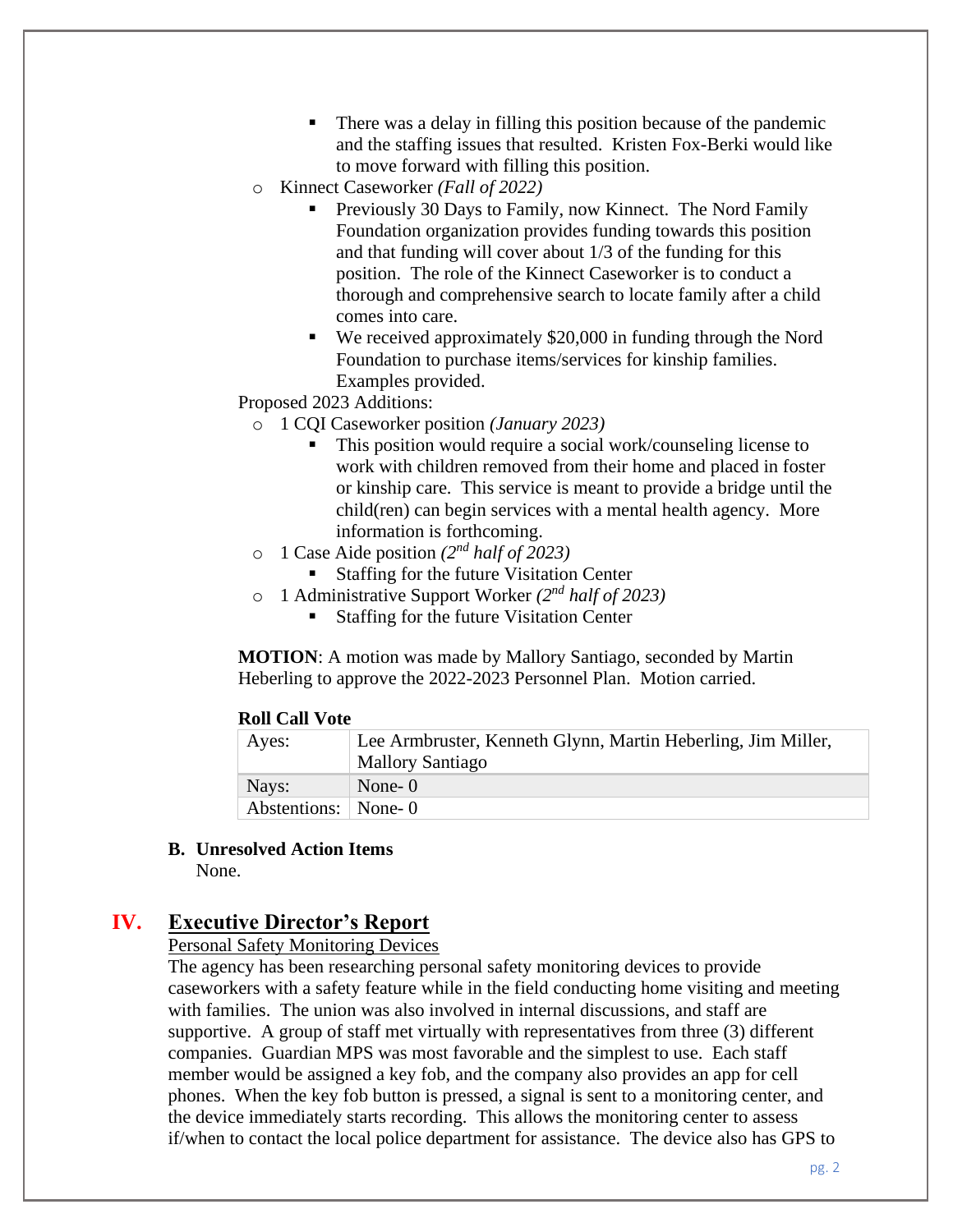- There was a delay in filling this position because of the pandemic and the staffing issues that resulted. Kristen Fox-Berki would like to move forward with filling this position.
  - Kinnect Caseworker *(Fall of 2022)*
      - Previously 30 Days to Family, now Kinnect. The Nord Family Foundation organization provides funding towards this position and that funding will cover about 1/3 of the funding for this position. The role of the Kinnect Caseworker is to conduct a thorough and comprehensive search to locate family after a child comes into care.
      - We received approximately $20,000 in funding through the Nord Foundation to purchase items/services for kinship families. Examples provided.

Proposed 2023 Additions:

  - 1 CQI Caseworker position *(January 2023)*
      - This position would require a social work/counseling license to work with children removed from their home and placed in foster or kinship care. This service is meant to provide a bridge until the child(ren) can begin services with a mental health agency. More information is forthcoming.
  - 1 Case Aide position *(2nd half of 2023)*
      - Staffing for the future Visitation Center
  - 1 Administrative Support Worker *(2nd half of 2023)*
      - Staffing for the future Visitation Center

**MOTION**: A motion was made by Mallory Santiago, seconded by Martin Heberling to approve the 2022-2023 Personnel Plan. Motion carried.

**Roll Call Vote**

| | |
|---|---|
| Ayes: | Lee Armbruster, Kenneth Glynn, Martin Heberling, Jim Miller, Mallory Santiago |
| Nays: | None- 0 |
| Abstentions: | None- 0 |

**B. Unresolved Action Items**

None.

## IV. Executive Director's Report

Personal Safety Monitoring Devices

The agency has been researching personal safety monitoring devices to provide caseworkers with a safety feature while in the field conducting home visiting and meeting with families. The union was also involved in internal discussions, and staff are supportive. A group of staff met virtually with representatives from three (3) different companies. Guardian MPS was most favorable and the simplest to use. Each staff member would be assigned a key fob, and the company also provides an app for cell phones. When the key fob button is pressed, a signal is sent to a monitoring center, and the device immediately starts recording. This allows the monitoring center to assess if/when to contact the local police department for assistance. The device also has GPS to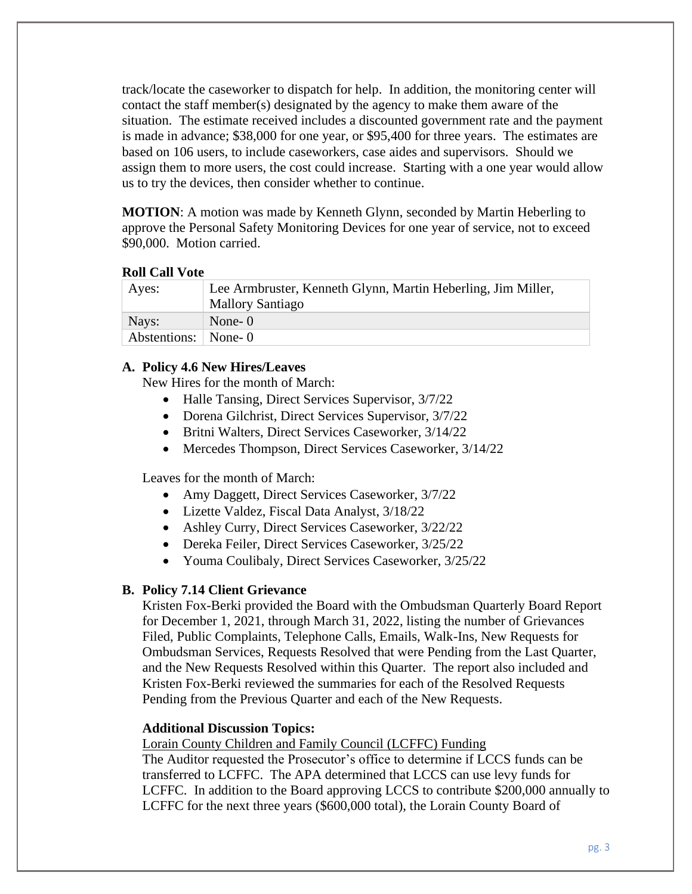track/locate the caseworker to dispatch for help. In addition, the monitoring center will contact the staff member(s) designated by the agency to make them aware of the situation. The estimate received includes a discounted government rate and the payment is made in advance; $38,000 for one year, or $95,400 for three years. The estimates are based on 106 users, to include caseworkers, case aides and supervisors. Should we assign them to more users, the cost could increase. Starting with a one year would allow us to try the devices, then consider whether to continue.

**MOTION**: A motion was made by Kenneth Glynn, seconded by Martin Heberling to approve the Personal Safety Monitoring Devices for one year of service, not to exceed $90,000. Motion carried.

**Roll Call Vote**

| | |
|---|---|
| Ayes: | Lee Armbruster, Kenneth Glynn, Martin Heberling, Jim Miller, Mallory Santiago |
| Nays: | None- 0 |
| Abstentions: | None- 0 |

**A. Policy 4.6 New Hires/Leaves**

New Hires for the month of March:

- Halle Tansing, Direct Services Supervisor, 3/7/22
- Dorena Gilchrist, Direct Services Supervisor, 3/7/22
- Britni Walters, Direct Services Caseworker, 3/14/22
- Mercedes Thompson, Direct Services Caseworker, 3/14/22

Leaves for the month of March:

- Amy Daggett, Direct Services Caseworker, 3/7/22
- Lizette Valdez, Fiscal Data Analyst, 3/18/22
- Ashley Curry, Direct Services Caseworker, 3/22/22
- Dereka Feiler, Direct Services Caseworker, 3/25/22
- Youma Coulibaly, Direct Services Caseworker, 3/25/22

**B. Policy 7.14 Client Grievance**

Kristen Fox-Berki provided the Board with the Ombudsman Quarterly Board Report for December 1, 2021, through March 31, 2022, listing the number of Grievances Filed, Public Complaints, Telephone Calls, Emails, Walk-Ins, New Requests for Ombudsman Services, Requests Resolved that were Pending from the Last Quarter, and the New Requests Resolved within this Quarter. The report also included and Kristen Fox-Berki reviewed the summaries for each of the Resolved Requests Pending from the Previous Quarter and each of the New Requests.

**Additional Discussion Topics:**

Lorain County Children and Family Council (LCFFC) Funding

The Auditor requested the Prosecutor's office to determine if LCCS funds can be transferred to LCFFC. The APA determined that LCCS can use levy funds for LCFFC. In addition to the Board approving LCCS to contribute $200,000 annually to LCFFC for the next three years ($600,000 total), the Lorain County Board of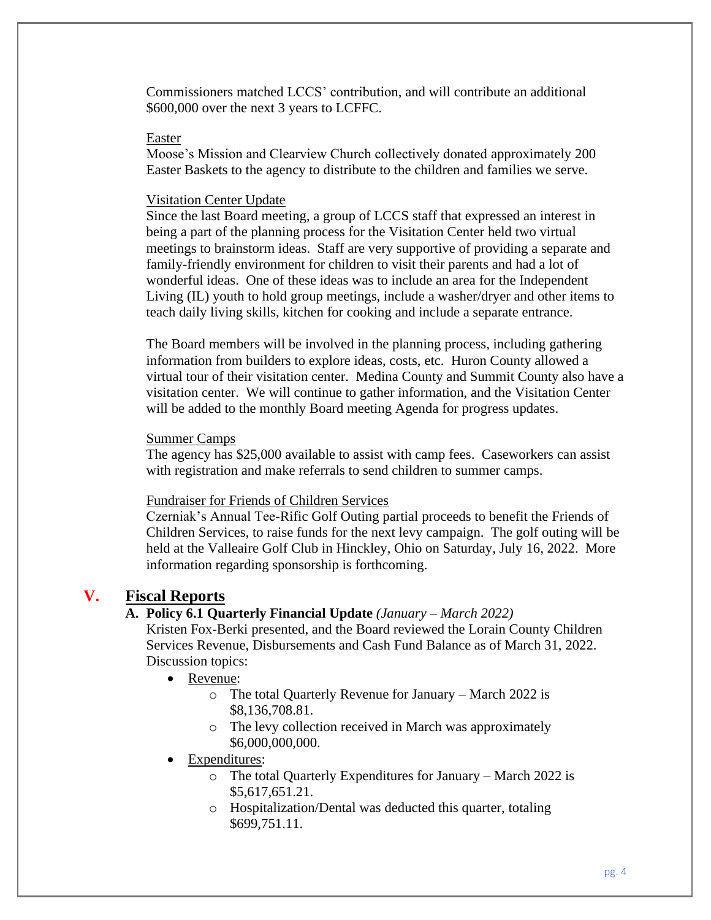Commissioners matched LCCS' contribution, and will contribute an additional $600,000 over the next 3 years to LCFFC.

Easter

Moose's Mission and Clearview Church collectively donated approximately 200 Easter Baskets to the agency to distribute to the children and families we serve.

Visitation Center Update

Since the last Board meeting, a group of LCCS staff that expressed an interest in being a part of the planning process for the Visitation Center held two virtual meetings to brainstorm ideas. Staff are very supportive of providing a separate and family-friendly environment for children to visit their parents and had a lot of wonderful ideas. One of these ideas was to include an area for the Independent Living (IL) youth to hold group meetings, include a washer/dryer and other items to teach daily living skills, kitchen for cooking and include a separate entrance.

The Board members will be involved in the planning process, including gathering information from builders to explore ideas, costs, etc. Huron County allowed a virtual tour of their visitation center. Medina County and Summit County also have a visitation center. We will continue to gather information, and the Visitation Center will be added to the monthly Board meeting Agenda for progress updates.

Summer Camps

The agency has $25,000 available to assist with camp fees. Caseworkers can assist with registration and make referrals to send children to summer camps.

Fundraiser for Friends of Children Services

Czerniak's Annual Tee-Rific Golf Outing partial proceeds to benefit the Friends of Children Services, to raise funds for the next levy campaign. The golf outing will be held at the Valleaire Golf Club in Hinckley, Ohio on Saturday, July 16, 2022. More information regarding sponsorship is forthcoming.

## V. Fiscal Reports

**A. Policy 6.1 Quarterly Financial Update** *(January – March 2022)*

Kristen Fox-Berki presented, and the Board reviewed the Lorain County Children Services Revenue, Disbursements and Cash Fund Balance as of March 31, 2022. Discussion topics:

- Revenue:
  - The total Quarterly Revenue for January – March 2022 is $8,136,708.81.
  - The levy collection received in March was approximately $6,000,000,000.
- Expenditures:
  - The total Quarterly Expenditures for January – March 2022 is $5,617,651.21.
  - Hospitalization/Dental was deducted this quarter, totaling $699,751.11.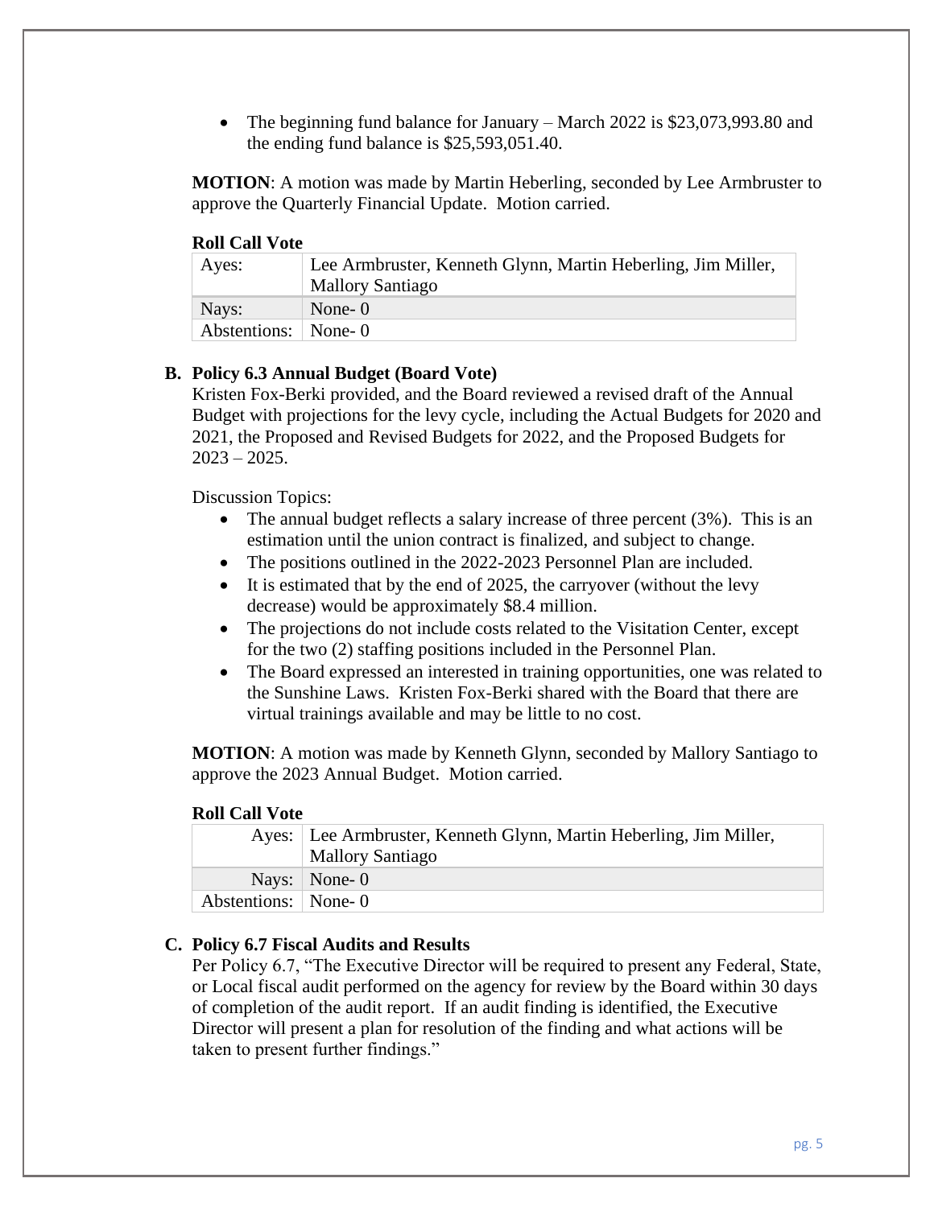- The beginning fund balance for January – March 2022 is $23,073,993.80 and the ending fund balance is $25,593,051.40.

**MOTION**: A motion was made by Martin Heberling, seconded by Lee Armbruster to approve the Quarterly Financial Update. Motion carried.

**Roll Call Vote**

| | |
|---|---|
| Ayes: | Lee Armbruster, Kenneth Glynn, Martin Heberling, Jim Miller, Mallory Santiago |
| Nays: | None- 0 |
| Abstentions: | None- 0 |

**B. Policy 6.3 Annual Budget (Board Vote)**

Kristen Fox-Berki provided, and the Board reviewed a revised draft of the Annual Budget with projections for the levy cycle, including the Actual Budgets for 2020 and 2021, the Proposed and Revised Budgets for 2022, and the Proposed Budgets for 2023 – 2025.

Discussion Topics:

- The annual budget reflects a salary increase of three percent (3%). This is an estimation until the union contract is finalized, and subject to change.
- The positions outlined in the 2022-2023 Personnel Plan are included.
- It is estimated that by the end of 2025, the carryover (without the levy decrease) would be approximately $8.4 million.
- The projections do not include costs related to the Visitation Center, except for the two (2) staffing positions included in the Personnel Plan.
- The Board expressed an interested in training opportunities, one was related to the Sunshine Laws. Kristen Fox-Berki shared with the Board that there are virtual trainings available and may be little to no cost.

**MOTION**: A motion was made by Kenneth Glynn, seconded by Mallory Santiago to approve the 2023 Annual Budget. Motion carried.

**Roll Call Vote**

| | |
|---|---|
| Ayes: | Lee Armbruster, Kenneth Glynn, Martin Heberling, Jim Miller, Mallory Santiago |
| Nays: | None- 0 |
| Abstentions: | None- 0 |

**C. Policy 6.7 Fiscal Audits and Results**

Per Policy 6.7, "The Executive Director will be required to present any Federal, State, or Local fiscal audit performed on the agency for review by the Board within 30 days of completion of the audit report. If an audit finding is identified, the Executive Director will present a plan for resolution of the finding and what actions will be taken to present further findings."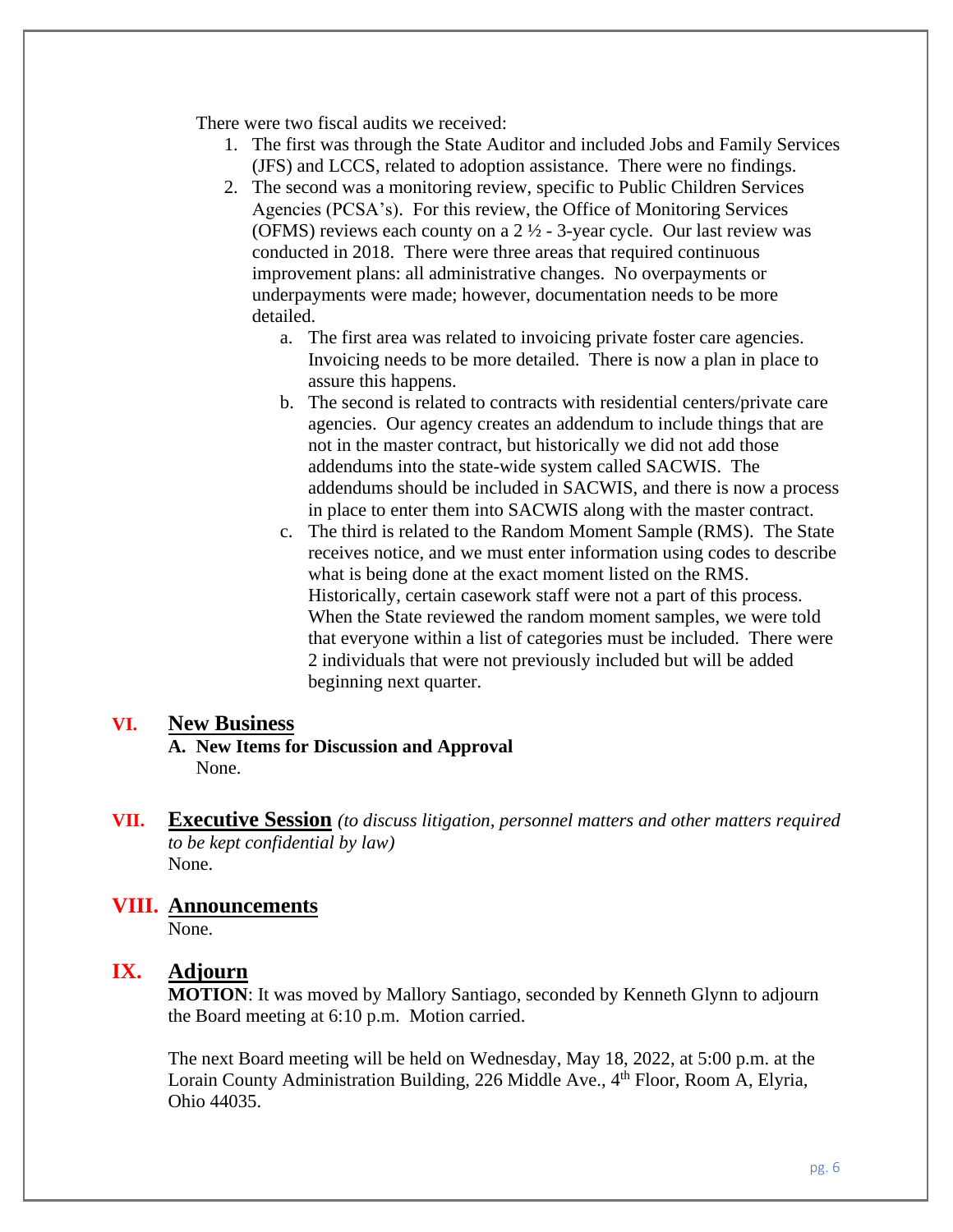There were two fiscal audits we received:

1. The first was through the State Auditor and included Jobs and Family Services (JFS) and LCCS, related to adoption assistance. There were no findings.
2. The second was a monitoring review, specific to Public Children Services Agencies (PCSA's). For this review, the Office of Monitoring Services (OFMS) reviews each county on a 2 ½ - 3-year cycle. Our last review was conducted in 2018. There were three areas that required continuous improvement plans: all administrative changes. No overpayments or underpayments were made; however, documentation needs to be more detailed.
    a. The first area was related to invoicing private foster care agencies. Invoicing needs to be more detailed. There is now a plan in place to assure this happens.
    b. The second is related to contracts with residential centers/private care agencies. Our agency creates an addendum to include things that are not in the master contract, but historically we did not add those addendums into the state-wide system called SACWIS. The addendums should be included in SACWIS, and there is now a process in place to enter them into SACWIS along with the master contract.
    c. The third is related to the Random Moment Sample (RMS). The State receives notice, and we must enter information using codes to describe what is being done at the exact moment listed on the RMS. Historically, certain casework staff were not a part of this process. When the State reviewed the random moment samples, we were told that everyone within a list of categories must be included. There were 2 individuals that were not previously included but will be added beginning next quarter.

## VI. New Business

**A. New Items for Discussion and Approval**

None.

## VII. Executive Session *(to discuss litigation, personnel matters and other matters required to be kept confidential by law)*

None.

## VIII. Announcements

None.

## IX. Adjourn

**MOTION**: It was moved by Mallory Santiago, seconded by Kenneth Glynn to adjourn the Board meeting at 6:10 p.m. Motion carried.

The next Board meeting will be held on Wednesday, May 18, 2022, at 5:00 p.m. at the Lorain County Administration Building, 226 Middle Ave., 4th Floor, Room A, Elyria, Ohio 44035.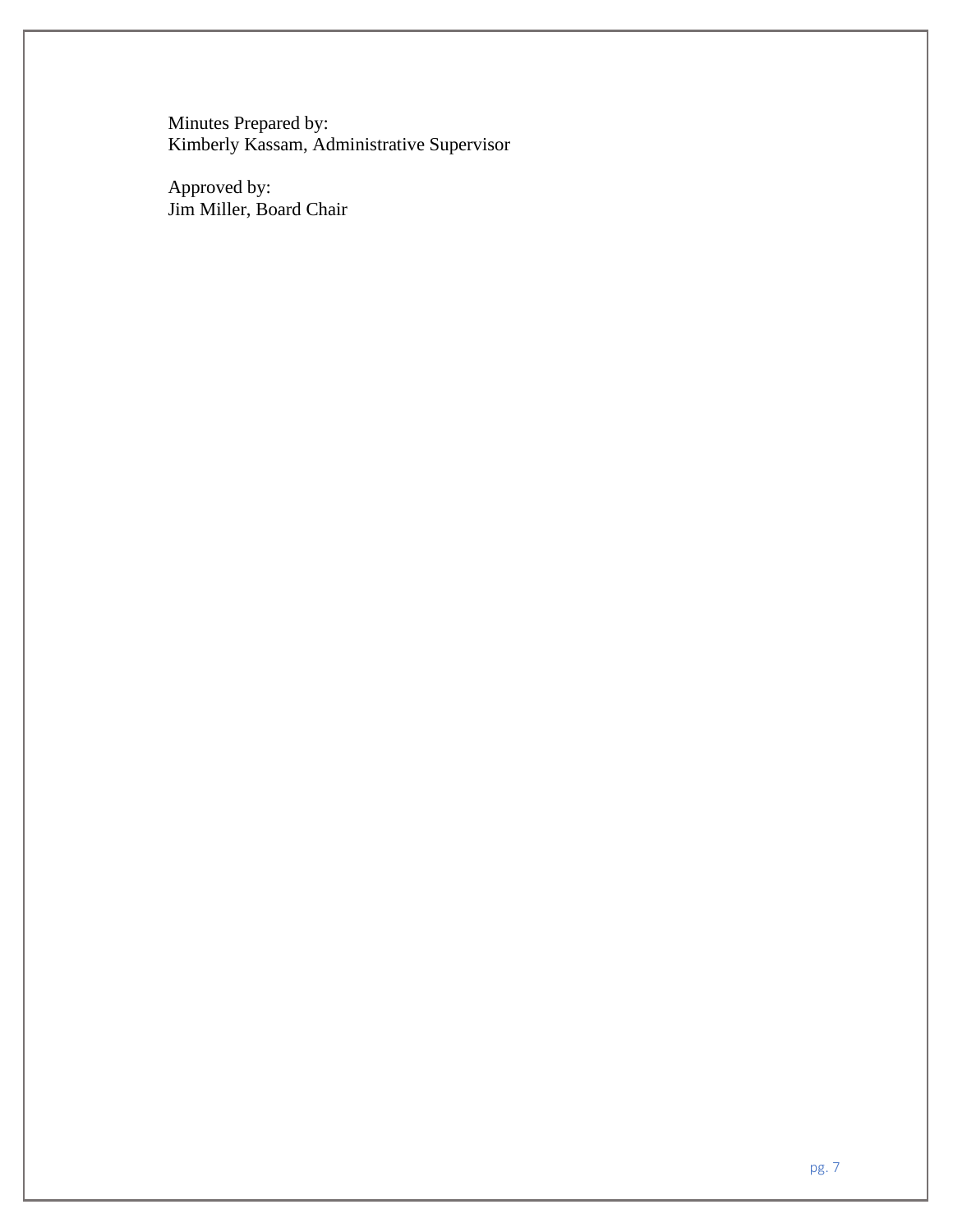Minutes Prepared by:
Kimberly Kassam, Administrative Supervisor

Approved by:
Jim Miller, Board Chair